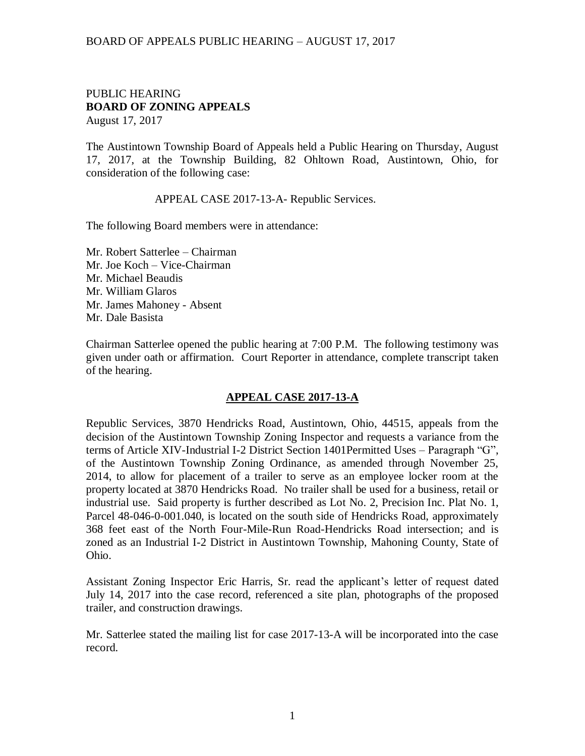PUBLIC HEARING
**BOARD OF ZONING APPEALS**
August 17, 2017

The Austintown Township Board of Appeals held a Public Hearing on Thursday, August 17, 2017, at the Township Building, 82 Ohltown Road, Austintown, Ohio, for consideration of the following case:

APPEAL CASE 2017-13-A- Republic Services.

The following Board members were in attendance:

Mr. Robert Satterlee – Chairman
Mr. Joe Koch – Vice-Chairman
Mr. Michael Beaudis
Mr. William Glaros
Mr. James Mahoney - Absent
Mr. Dale Basista

Chairman Satterlee opened the public hearing at 7:00 P.M. The following testimony was given under oath or affirmation. Court Reporter in attendance, complete transcript taken of the hearing.

## **APPEAL CASE 2017-13-A**

Republic Services, 3870 Hendricks Road, Austintown, Ohio, 44515, appeals from the decision of the Austintown Township Zoning Inspector and requests a variance from the terms of Article XIV-Industrial I-2 District Section 1401Permitted Uses – Paragraph "G", of the Austintown Township Zoning Ordinance, as amended through November 25, 2014, to allow for placement of a trailer to serve as an employee locker room at the property located at 3870 Hendricks Road. No trailer shall be used for a business, retail or industrial use. Said property is further described as Lot No. 2, Precision Inc. Plat No. 1, Parcel 48-046-0-001.040, is located on the south side of Hendricks Road, approximately 368 feet east of the North Four-Mile-Run Road-Hendricks Road intersection; and is zoned as an Industrial I-2 District in Austintown Township, Mahoning County, State of Ohio.

Assistant Zoning Inspector Eric Harris, Sr. read the applicant's letter of request dated July 14, 2017 into the case record, referenced a site plan, photographs of the proposed trailer, and construction drawings.

Mr. Satterlee stated the mailing list for case 2017-13-A will be incorporated into the case record.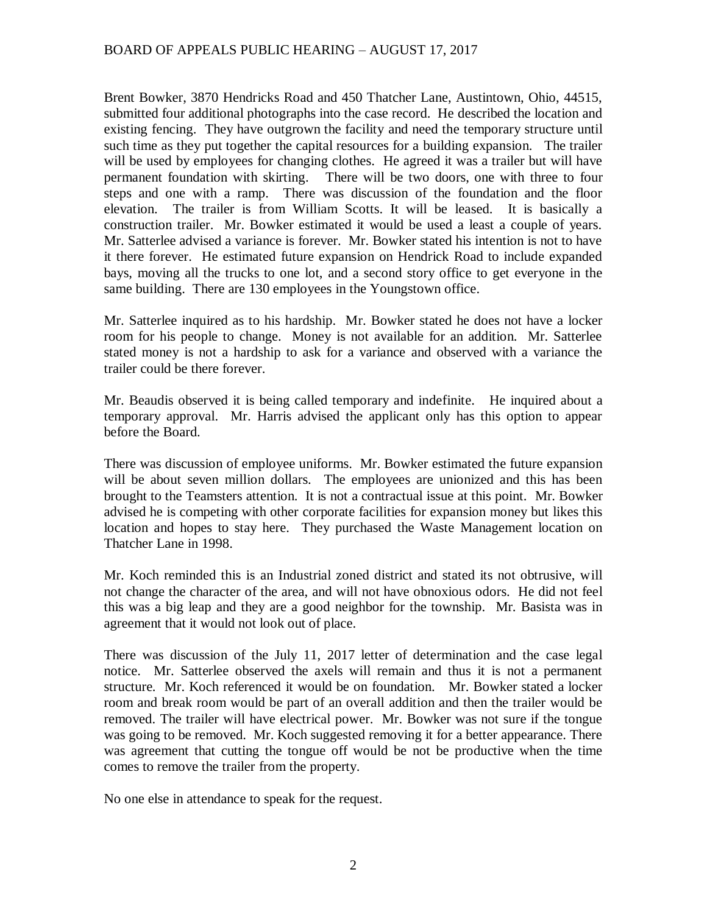Brent Bowker, 3870 Hendricks Road and 450 Thatcher Lane, Austintown, Ohio, 44515, submitted four additional photographs into the case record. He described the location and existing fencing. They have outgrown the facility and need the temporary structure until such time as they put together the capital resources for a building expansion. The trailer will be used by employees for changing clothes. He agreed it was a trailer but will have permanent foundation with skirting. There will be two doors, one with three to four steps and one with a ramp. There was discussion of the foundation and the floor elevation. The trailer is from William Scotts. It will be leased. It is basically a construction trailer. Mr. Bowker estimated it would be used a least a couple of years. Mr. Satterlee advised a variance is forever. Mr. Bowker stated his intention is not to have it there forever. He estimated future expansion on Hendrick Road to include expanded bays, moving all the trucks to one lot, and a second story office to get everyone in the same building. There are 130 employees in the Youngstown office.

Mr. Satterlee inquired as to his hardship. Mr. Bowker stated he does not have a locker room for his people to change. Money is not available for an addition. Mr. Satterlee stated money is not a hardship to ask for a variance and observed with a variance the trailer could be there forever.

Mr. Beaudis observed it is being called temporary and indefinite. He inquired about a temporary approval. Mr. Harris advised the applicant only has this option to appear before the Board.

There was discussion of employee uniforms. Mr. Bowker estimated the future expansion will be about seven million dollars. The employees are unionized and this has been brought to the Teamsters attention. It is not a contractual issue at this point. Mr. Bowker advised he is competing with other corporate facilities for expansion money but likes this location and hopes to stay here. They purchased the Waste Management location on Thatcher Lane in 1998.

Mr. Koch reminded this is an Industrial zoned district and stated its not obtrusive, will not change the character of the area, and will not have obnoxious odors. He did not feel this was a big leap and they are a good neighbor for the township. Mr. Basista was in agreement that it would not look out of place.

There was discussion of the July 11, 2017 letter of determination and the case legal notice. Mr. Satterlee observed the axels will remain and thus it is not a permanent structure. Mr. Koch referenced it would be on foundation. Mr. Bowker stated a locker room and break room would be part of an overall addition and then the trailer would be removed. The trailer will have electrical power. Mr. Bowker was not sure if the tongue was going to be removed. Mr. Koch suggested removing it for a better appearance. There was agreement that cutting the tongue off would be not be productive when the time comes to remove the trailer from the property.

No one else in attendance to speak for the request.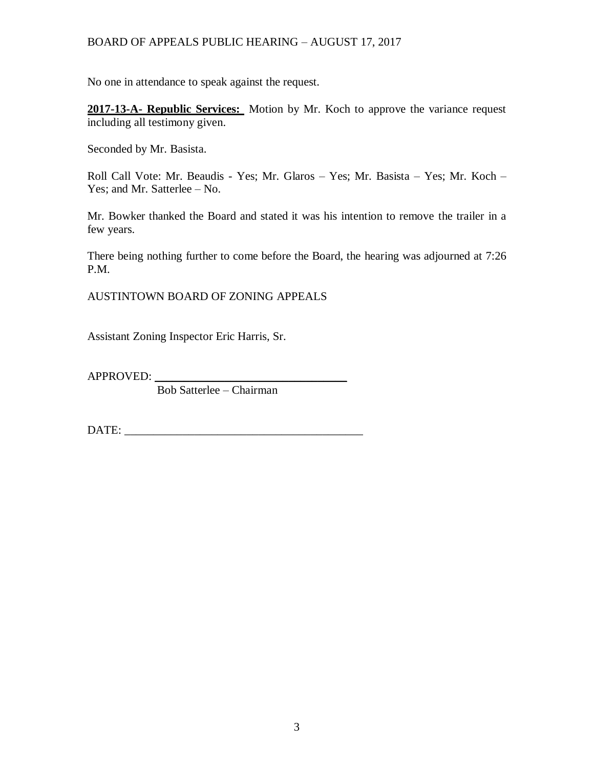No one in attendance to speak against the request.

**2017-13-A- Republic Services:** Motion by Mr. Koch to approve the variance request including all testimony given.

Seconded by Mr. Basista.

Roll Call Vote: Mr. Beaudis - Yes; Mr. Glaros – Yes; Mr. Basista – Yes; Mr. Koch – Yes; and Mr. Satterlee – No.

Mr. Bowker thanked the Board and stated it was his intention to remove the trailer in a few years.

There being nothing further to come before the Board, the hearing was adjourned at 7:26 P.M.

AUSTINTOWN BOARD OF ZONING APPEALS

Assistant Zoning Inspector Eric Harris, Sr.

APPROVED: ________________________________
Bob Satterlee – Chairman

DATE: ________________________________________